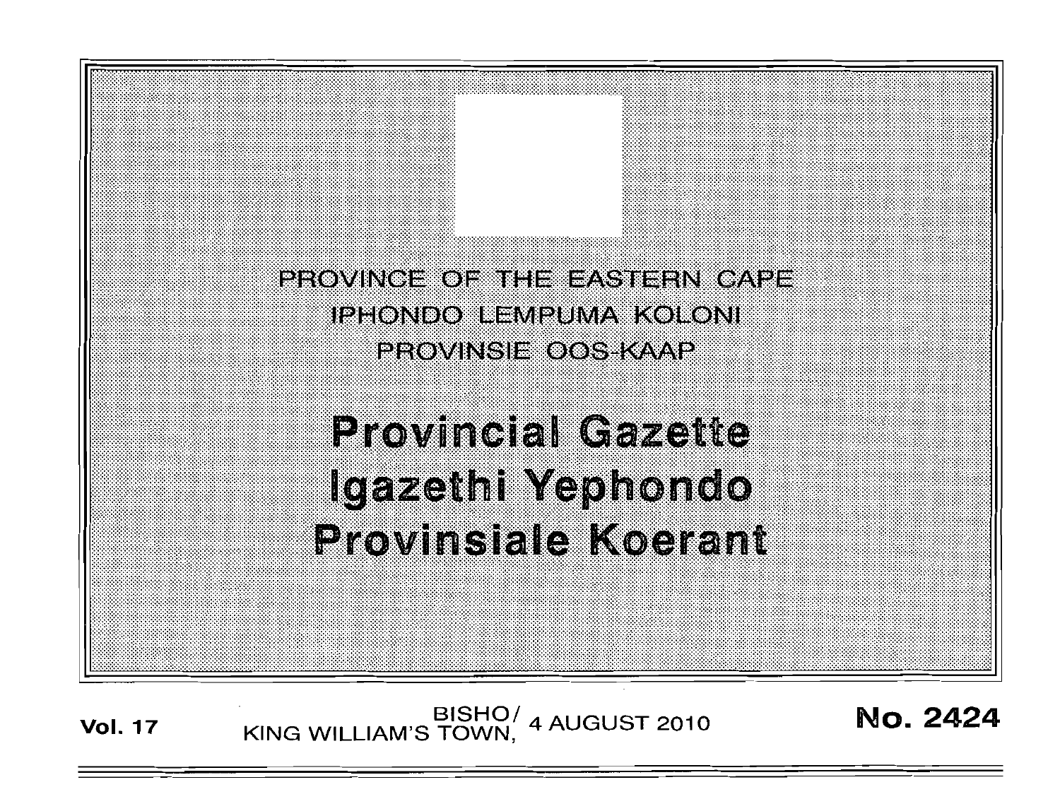PROVINCE OF THE EASTERN CAPE

IPHONDO LEMPUMA KOLONI

PROVINSIE OOS-KAAP

# Provincial Gazette

# Igazethi Yephondo

# Provinsiale Koerant

**Vol. 17** BISHO/ KING WILLIAM'S TOWN, 4 AUGUST 2010 **No. 2424**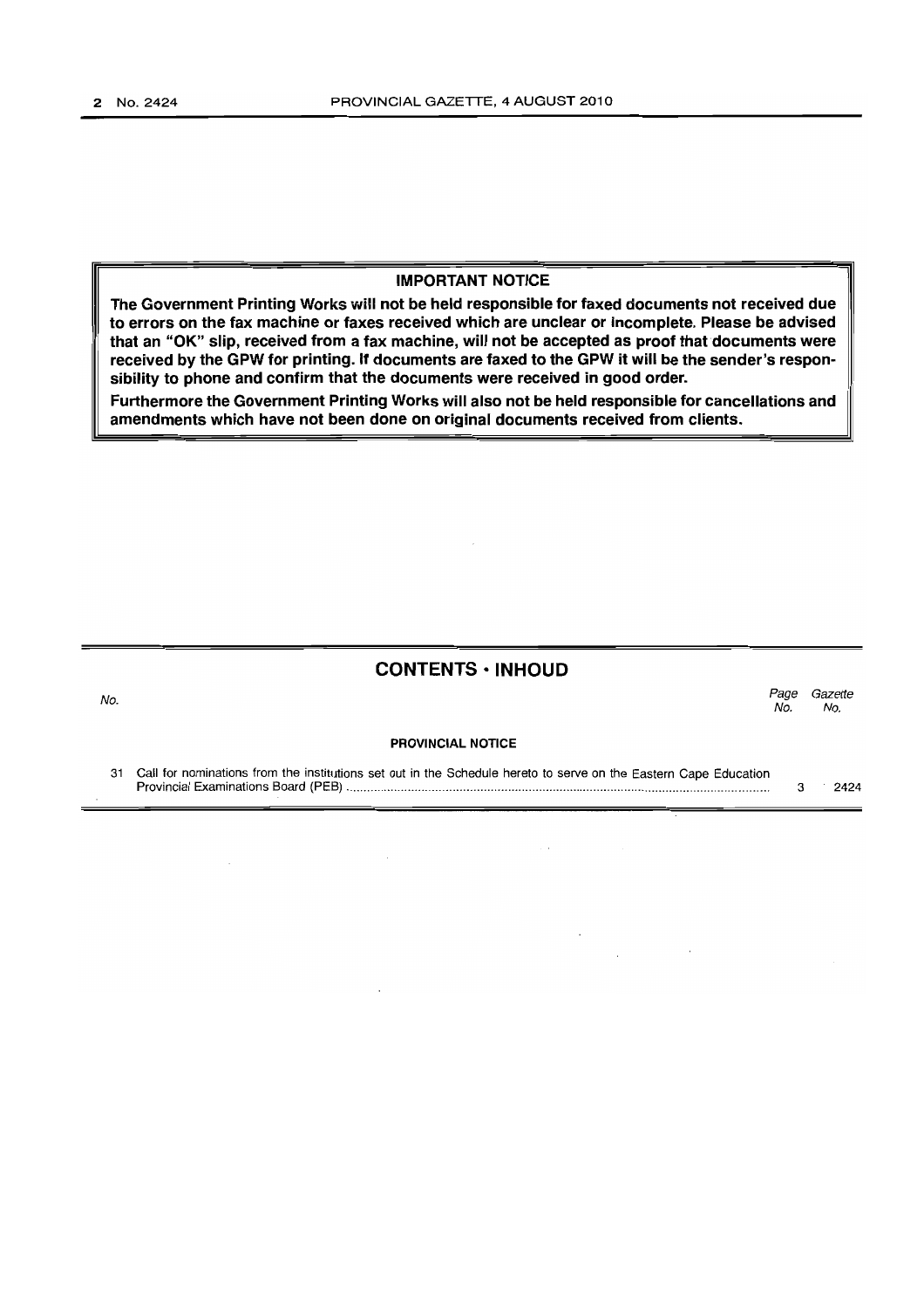**IMPORTANT NOTICE**

**The Government Printing Works will not be held responsible for faxed documents not received due to errors on the fax machine or faxes received which are unclear or incomplete. Please be advised that an "OK" slip, received from a fax machine, will not be accepted as proof that documents were received by the GPW for printing. If documents are faxed to the GPW it will be the sender's responsibility to phone and confirm that the documents were received in good order.**

**Furthermore the Government Printing Works will also not be held responsible for cancellations and amendments which have not been done on original documents received from clients.**

## CONTENTS • INHOUD

| No. | | Page No. | Gazette No. |
|---|---|---|---|
| | **PROVINCIAL NOTICE** | | |
| 31 | Call for nominations from the institutions set out in the Schedule hereto to serve on the Eastern Cape Education Provincial Examinations Board (PEB) | 3 | 2424 |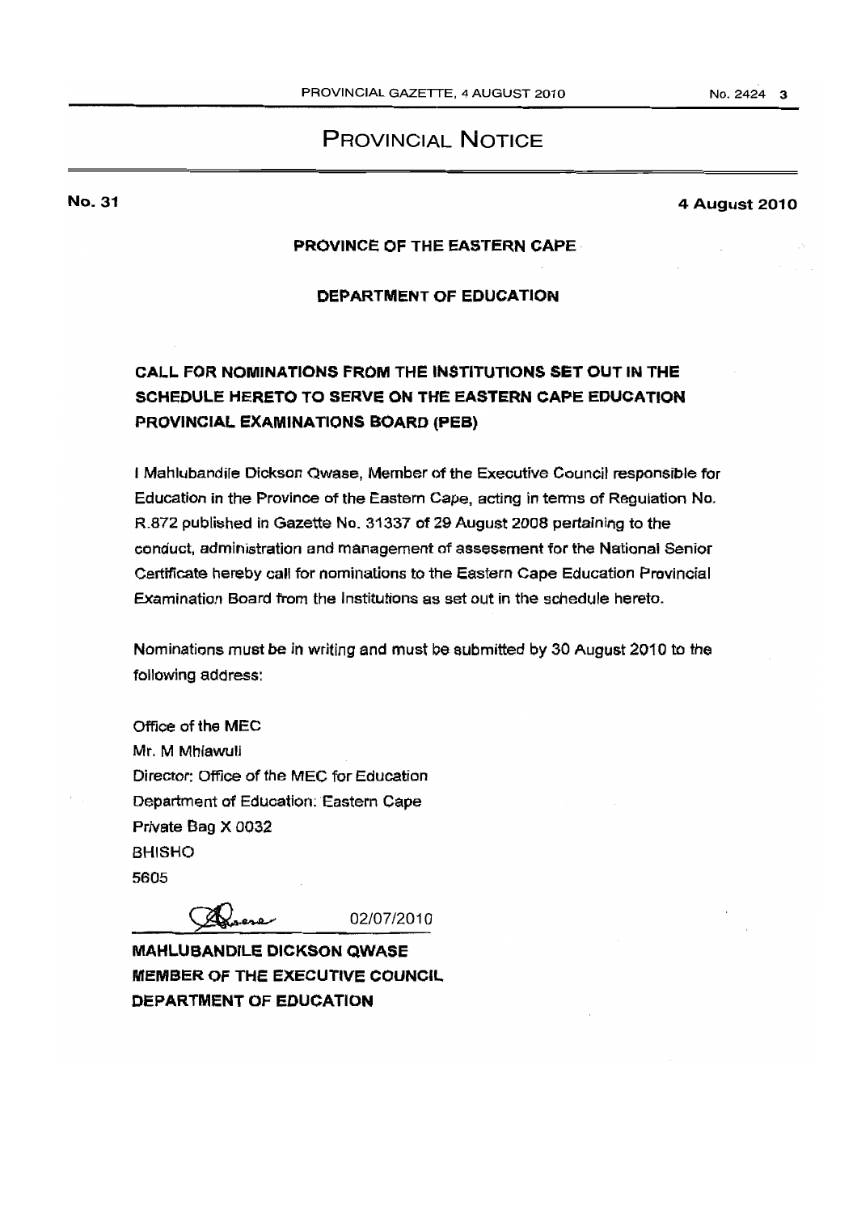# PROVINCIAL NOTICE

**No. 31** **4 August 2010**

**PROVINCE OF THE EASTERN CAPE**

**DEPARTMENT OF EDUCATION**

## CALL FOR NOMINATIONS FROM THE INSTITUTIONS SET OUT IN THE SCHEDULE HERETO TO SERVE ON THE EASTERN CAPE EDUCATION PROVINCIAL EXAMINATIONS BOARD (PEB)

I Mahlubandile Dickson Qwase, Member of the Executive Council responsible for Education in the Province of the Eastern Cape, acting in terms of Regulation No. R.872 published in Gazette No. 31337 of 29 August 2008 pertaining to the conduct, administration and management of assessment for the National Senior Certificate hereby call for nominations to the Eastern Cape Education Provincial Examination Board from the Institutions as set out in the schedule hereto.

Nominations must be in writing and must be submitted by 30 August 2010 to the following address:

Office of the MEC
Mr. M Mhlawuli
Director: Office of the MEC for Education
Department of Education: Eastern Cape
Private Bag X 0032
BHISHO
5605

02/07/2010

**MAHLUBANDILE DICKSON QWASE**
**MEMBER OF THE EXECUTIVE COUNCIL**
**DEPARTMENT OF EDUCATION**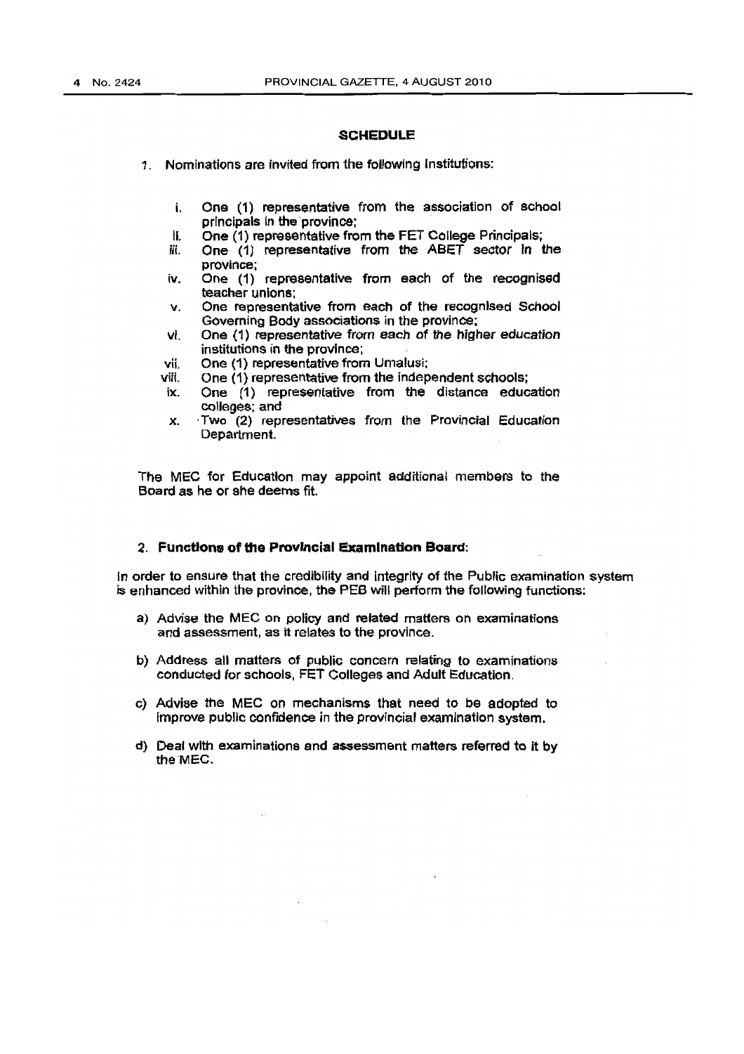## SCHEDULE

1. Nominations are invited from the following Institutions:

   i. One (1) representative from the association of school principals in the province;
   ii. One (1) representative from the FET College Principals;
   iii. One (1) representative from the ABET sector in the province;
   iv. One (1) representative from each of the recognised teacher unions;
   v. One representative from each of the recognised School Governing Body associations in the province;
   vi. One (1) representative from each of the higher education institutions in the province;
   vii. One (1) representative from Umalusi;
   viii. One (1) representative from the independent schools;
   ix. One (1) representative from the distance education colleges; and
   x. Two (2) representatives from the Provincial Education Department.

The MEC for Education may appoint additional members to the Board as he or she deems fit.

### 2. Functions of the Provincial Examination Board:

In order to ensure that the credibility and integrity of the Public examination system is enhanced within the province, the PEB will perform the following functions:

a) Advise the MEC on policy and related matters on examinations and assessment, as it relates to the province.

b) Address all matters of public concern relating to examinations conducted for schools, FET Colleges and Adult Education.

c) Advise the MEC on mechanisms that need to be adopted to improve public confidence in the provincial examination system.

d) Deal with examinations and assessment matters referred to it by the MEC.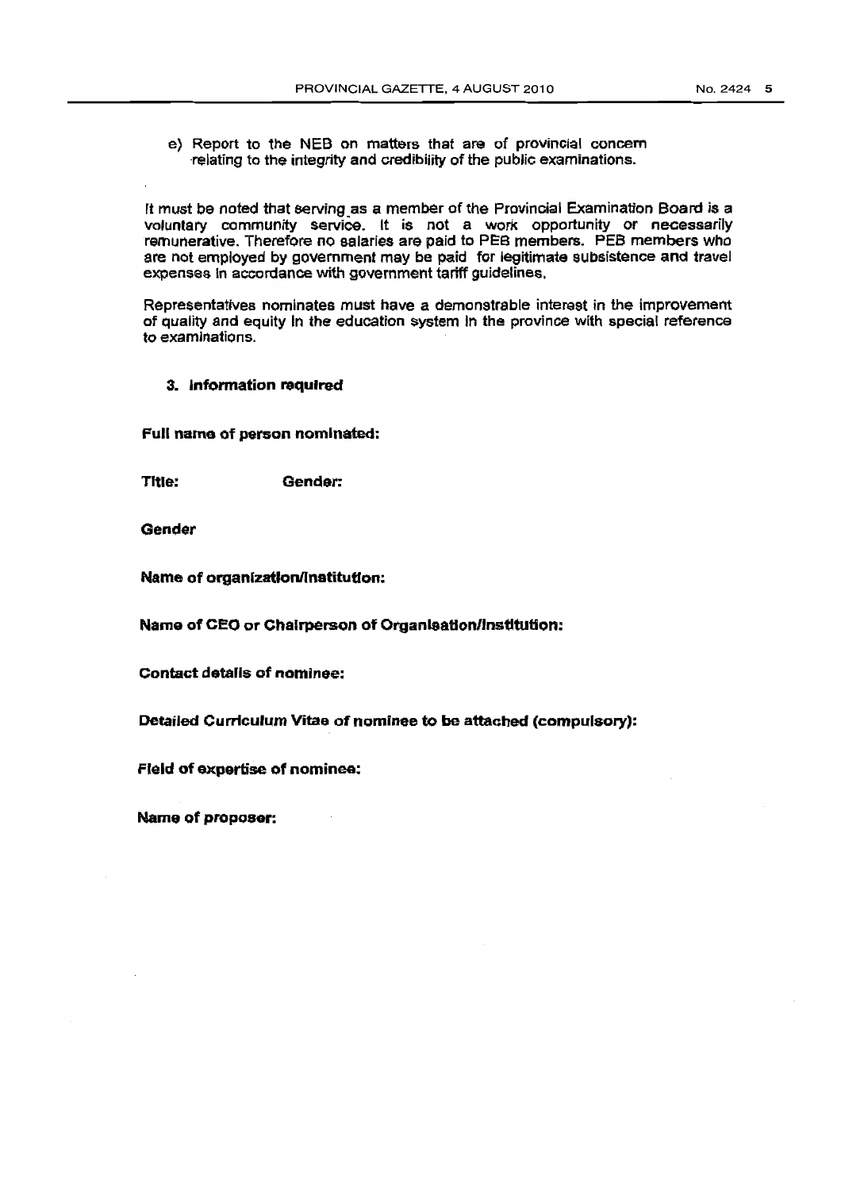e) Report to the NEB on matters that are of provincial concern relating to the integrity and credibility of the public examinations.

It must be noted that serving as a member of the Provincial Examination Board is a voluntary community service. It is not a work opportunity or necessarily remunerative. Therefore no salaries are paid to PEB members. PEB members who are not employed by government may be paid for legitimate subsistence and travel expenses in accordance with government tariff guidelines.

Representatives nominates must have a demonstrable interest in the improvement of quality and equity in the education system in the province with special reference to examinations.

### 3. Information required

**Full name of person nominated:**

**Title:** **Gender:**

**Gender**

**Name of organization/institution:**

**Name of CEO or Chairperson of Organisation/Institution:**

**Contact details of nominee:**

**Detailed Curriculum Vitae of nominee to be attached (compulsory):**

**Field of expertise of nominee:**

**Name of proposer:**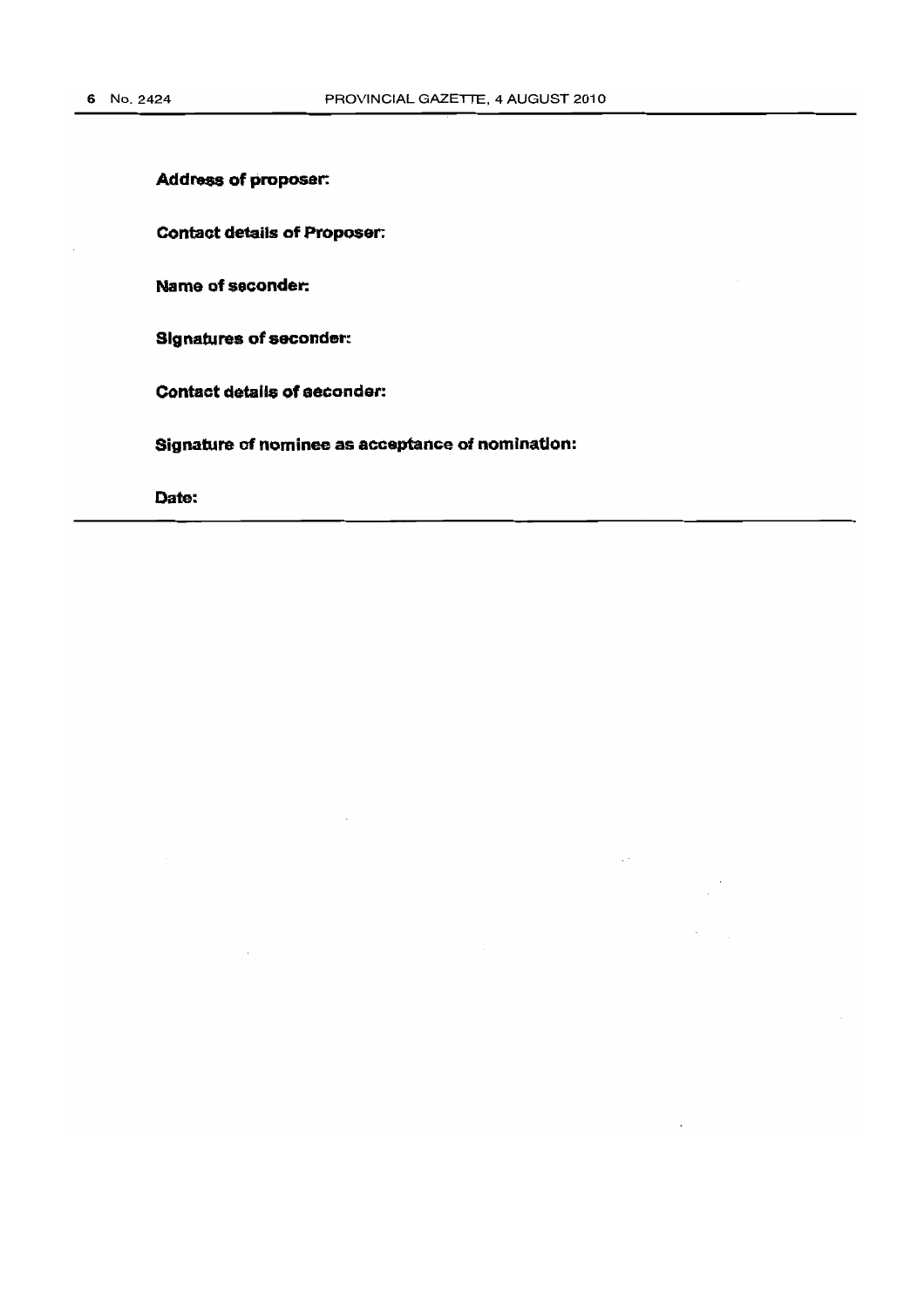**Address of proposer:**

**Contact details of Proposer:**

**Name of seconder:**

**Signatures of seconder:**

**Contact details of aeconder:**

**Signature of nominee as acceptance of nomination:**

**Date:**